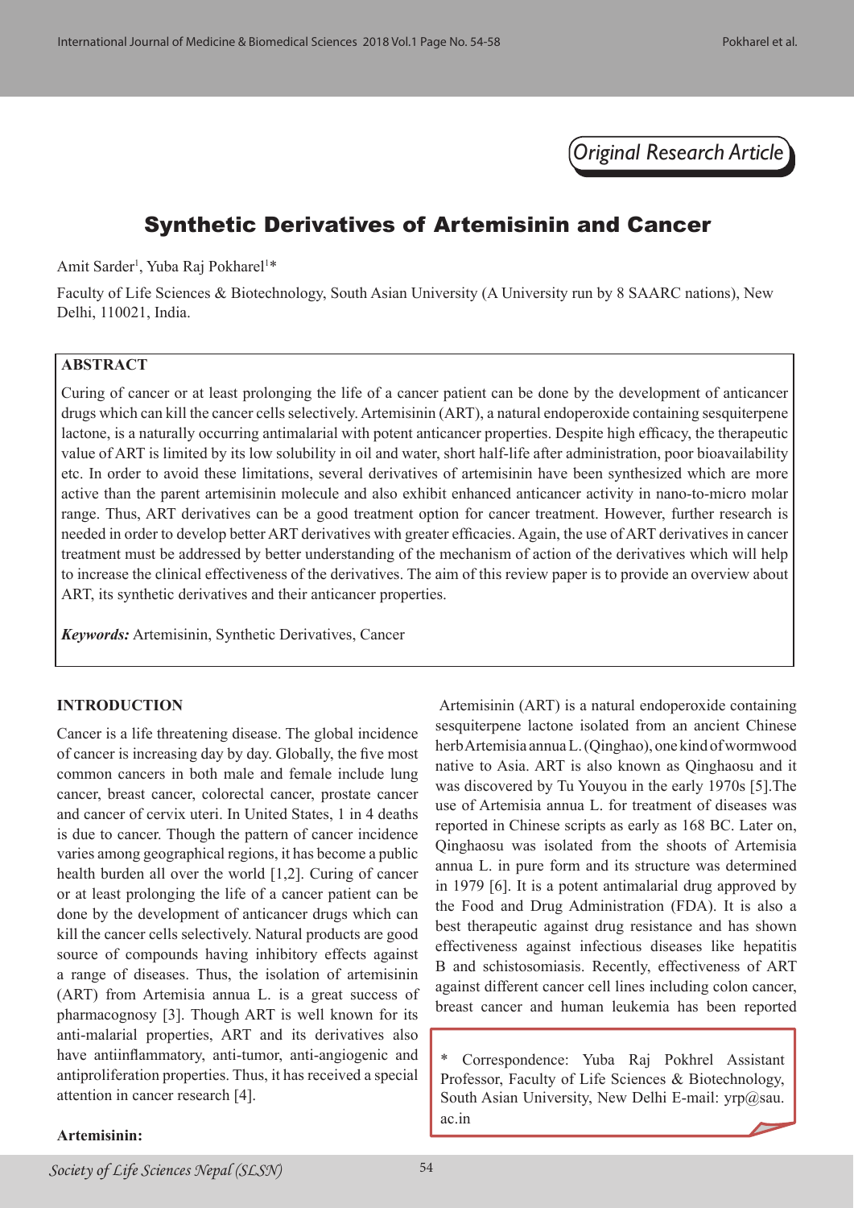*Original Research Article*

# Synthetic Derivatives of Artemisinin and Cancer

Amit Sarder[1], Yuba Raj Pokharel[1]*

Faculty of Life Sciences & Biotechnology, South Asian University (A University run by 8 SAARC nations), New Delhi, 110021, India.

## ABSTRACT

Curing of cancer or at least prolonging the life of a cancer patient can be done by the development of anticancer drugs which can kill the cancer cells selectively. Artemisinin (ART), a natural endoperoxide containing sesquiterpene lactone, is a naturally occurring antimalarial with potent anticancer properties. Despite high efficacy, the therapeutic value of ART is limited by its low solubility in oil and water, short half-life after administration, poor bioavailability etc. In order to avoid these limitations, several derivatives of artemisinin have been synthesized which are more active than the parent artemisinin molecule and also exhibit enhanced anticancer activity in nano-to-micro molar range. Thus, ART derivatives can be a good treatment option for cancer treatment. However, further research is needed in order to develop better ART derivatives with greater efficacies. Again, the use of ART derivatives in cancer treatment must be addressed by better understanding of the mechanism of action of the derivatives which will help to increase the clinical effectiveness of the derivatives. The aim of this review paper is to provide an overview about ART, its synthetic derivatives and their anticancer properties.

***Keywords:*** Artemisinin, Synthetic Derivatives, Cancer

## INTRODUCTION

Cancer is a life threatening disease. The global incidence of cancer is increasing day by day. Globally, the five most common cancers in both male and female include lung cancer, breast cancer, colorectal cancer, prostate cancer and cancer of cervix uteri. In United States, 1 in 4 deaths is due to cancer. Though the pattern of cancer incidence varies among geographical regions, it has become a public health burden all over the world [1,2]. Curing of cancer or at least prolonging the life of a cancer patient can be done by the development of anticancer drugs which can kill the cancer cells selectively. Natural products are good source of compounds having inhibitory effects against a range of diseases. Thus, the isolation of artemisinin (ART) from Artemisia annua L. is a great success of pharmacognosy [3]. Though ART is well known for its anti-malarial properties, ART and its derivatives also have antiinflammatory, anti-tumor, anti-angiogenic and antiproliferation properties. Thus, it has received a special attention in cancer research [4].

### Artemisinin:

Artemisinin (ART) is a natural endoperoxide containing sesquiterpene lactone isolated from an ancient Chinese herb Artemisia annua L. (Qinghao), one kind of wormwood native to Asia. ART is also known as Qinghaosu and it was discovered by Tu Youyou in the early 1970s [5]. The use of Artemisia annua L. for treatment of diseases was reported in Chinese scripts as early as 168 BC. Later on, Qinghaosu was isolated from the shoots of Artemisia annua L. in pure form and its structure was determined in 1979 [6]. It is a potent antimalarial drug approved by the Food and Drug Administration (FDA). It is also a best therapeutic against drug resistance and has shown effectiveness against infectious diseases like hepatitis B and schistosomiasis. Recently, effectiveness of ART against different cancer cell lines including colon cancer, breast cancer and human leukemia has been reported

\* Correspondence: Yuba Raj Pokhrel Assistant Professor, Faculty of Life Sciences & Biotechnology, South Asian University, New Delhi E-mail: yrp@sau.ac.in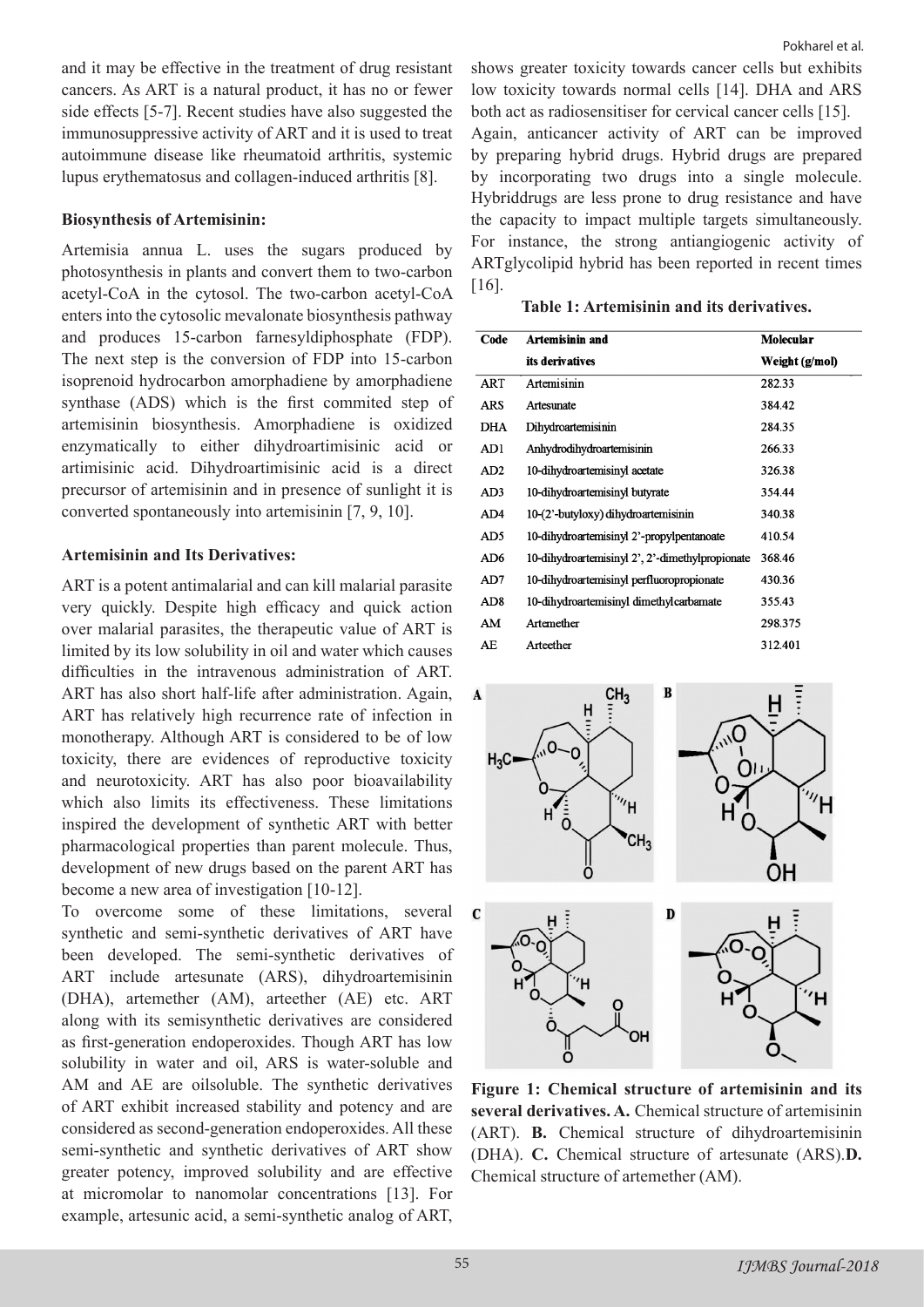and it may be effective in the treatment of drug resistant cancers. As ART is a natural product, it has no or fewer side effects [5-7]. Recent studies have also suggested the immunosuppressive activity of ART and it is used to treat autoimmune disease like rheumatoid arthritis, systemic lupus erythematosus and collagen-induced arthritis [8].

**Biosynthesis of Artemisinin:**

Artemisia annua L. uses the sugars produced by photosynthesis in plants and convert them to two-carbon acetyl-CoA in the cytosol. The two-carbon acetyl-CoA enters into the cytosolic mevalonate biosynthesis pathway and produces 15-carbon farnesyldiphosphate (FDP). The next step is the conversion of FDP into 15-carbon isoprenoid hydrocarbon amorphadiene by amorphadiene synthase (ADS) which is the first commited step of artemisinin biosynthesis. Amorphadiene is oxidized enzymatically to either dihydroartimisinic acid or artimisinic acid. Dihydroartimisinic acid is a direct precursor of artemisinin and in presence of sunlight it is converted spontaneously into artemisinin [7, 9, 10].

**Artemisinin and Its Derivatives:**

ART is a potent antimalarial and can kill malarial parasite very quickly. Despite high efficacy and quick action over malarial parasites, the therapeutic value of ART is limited by its low solubility in oil and water which causes difficulties in the intravenous administration of ART. ART has also short half-life after administration. Again, ART has relatively high recurrence rate of infection in monotherapy. Although ART is considered to be of low toxicity, there are evidences of reproductive toxicity and neurotoxicity. ART has also poor bioavailability which also limits its effectiveness. These limitations inspired the development of synthetic ART with better pharmacological properties than parent molecule. Thus, development of new drugs based on the parent ART has become a new area of investigation [10-12].

To overcome some of these limitations, several synthetic and semi-synthetic derivatives of ART have been developed. The semi-synthetic derivatives of ART include artesunate (ARS), dihydroartemisinin (DHA), artemether (AM), arteether (AE) etc. ART along with its semisynthetic derivatives are considered as first-generation endoperoxides. Though ART has low solubility in water and oil, ARS is water-soluble and AM and AE are oilsoluble. The synthetic derivatives of ART exhibit increased stability and potency and are considered as second-generation endoperoxides. All these semi-synthetic and synthetic derivatives of ART show greater potency, improved solubility and are effective at micromolar to nanomolar concentrations [13]. For example, artesunic acid, a semi-synthetic analog of ART, shows greater toxicity towards cancer cells but exhibits low toxicity towards normal cells [14]. DHA and ARS both act as radiosensitiser for cervical cancer cells [15].

Again, anticancer activity of ART can be improved by preparing hybrid drugs. Hybrid drugs are prepared by incorporating two drugs into a single molecule. Hybriddrugs are less prone to drug resistance and have the capacity to impact multiple targets simultaneously. For instance, the strong antiangiogenic activity of ARTglycolipid hybrid has been reported in recent times [16].

**Table 1: Artemisinin and its derivatives.**

| Code | Artemisinin and its derivatives | Molecular Weight (g/mol) |
|---|---|---|
| ART | Artemisinin | 282.33 |
| ARS | Artesunate | 384.42 |
| DHA | Dihydroartemisinin | 284.35 |
| AD1 | Anhydrodihydroartemisinin | 266.33 |
| AD2 | 10-dihydroartemisinyl acetate | 326.38 |
| AD3 | 10-dihydroartemisinyl butyrate | 354.44 |
| AD4 | 10-(2'-butyloxy) dihydroartemisinin | 340.38 |
| AD5 | 10-dihydroartemisinyl 2'-propylpentanoate | 410.54 |
| AD6 | 10-dihydroartemisinyl 2', 2'-dimethylpropionate | 368.46 |
| AD7 | 10-dihydroartemisinyl perfluoropropionate | 430.36 |
| AD8 | 10-dihydroartemisinyl dimethylcarbamate | 355.43 |
| AM | Artemether | 298.375 |
| AE | Arteether | 312.401 |

**Figure 1: Chemical structure of artemisinin and its several derivatives. A.** Chemical structure of artemisinin (ART). **B.** Chemical structure of dihydroartemisinin (DHA). **C.** Chemical structure of artesunate (ARS). **D.** Chemical structure of artemether (AM).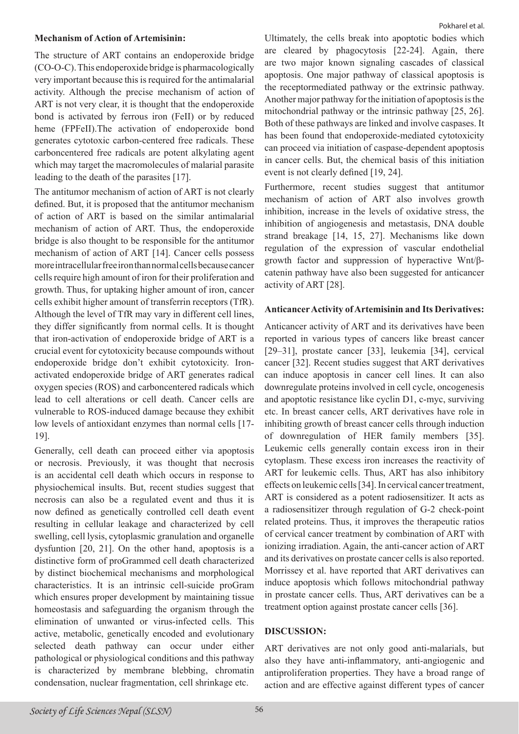**Mechanism of Action of Artemisinin:**

The structure of ART contains an endoperoxide bridge (CO-O-C). This endoperoxide bridge is pharmacologically very important because this is required for the antimalarial activity. Although the precise mechanism of action of ART is not very clear, it is thought that the endoperoxide bond is activated by ferrous iron (FeII) or by reduced heme (FPFeII).The activation of endoperoxide bond generates cytotoxic carbon-centered free radicals. These carboncentered free radicals are potent alkylating agent which may target the macromolecules of malarial parasite leading to the death of the parasites [17].

The antitumor mechanism of action of ART is not clearly defined. But, it is proposed that the antitumor mechanism of action of ART is based on the similar antimalarial mechanism of action of ART. Thus, the endoperoxide bridge is also thought to be responsible for the antitumor mechanism of action of ART [14]. Cancer cells possess more intracellular free iron than normal cells because cancer cells require high amount of iron for their proliferation and growth. Thus, for uptaking higher amount of iron, cancer cells exhibit higher amount of transferrin receptors (TfR). Although the level of TfR may vary in different cell lines, they differ significantly from normal cells. It is thought that iron-activation of endoperoxide bridge of ART is a crucial event for cytotoxicity because compounds without endoperoxide bridge don't exhibit cytotoxicity. Iron-activated endoperoxide bridge of ART generates radical oxygen species (ROS) and carbocentered radicals which lead to cell alterations or cell death. Cancer cells are vulnerable to ROS-induced damage because they exhibit low levels of antioxidant enzymes than normal cells [17-19].

Generally, cell death can proceed either via apoptosis or necrosis. Previously, it was thought that necrosis is an accidental cell death which occurs in response to physiochemical insults. But, recent studies suggest that necrosis can also be a regulated event and thus it is now defined as genetically controlled cell death event resulting in cellular leakage and characterized by cell swelling, cell lysis, cytoplasmic granulation and organelle dysfuntion [20, 21]. On the other hand, apoptosis is a distinctive form of proGrammed cell death characterized by distinct biochemical mechanisms and morphological characteristics. It is an intrinsic cell-suicide proGram which ensures proper development by maintaining tissue homeostasis and safeguarding the organism through the elimination of unwanted or virus-infected cells. This active, metabolic, genetically encoded and evolutionary selected death pathway can occur under either pathological or physiological conditions and this pathway is characterized by membrane blebbing, chromatin condensation, nuclear fragmentation, cell shrinkage etc. Ultimately, the cells break into apoptotic bodies which are cleared by phagocytosis [22-24]. Again, there are two major known signaling cascades of classical apoptosis. One major pathway of classical apoptosis is the receptormediated pathway or the extrinsic pathway. Another major pathway for the initiation of apoptosis is the mitochondrial pathway or the intrinsic pathway [25, 26]. Both of these pathways are linked and involve caspases. It has been found that endoperoxide-mediated cytotoxicity can proceed via initiation of caspase-dependent apoptosis in cancer cells. But, the chemical basis of this initiation event is not clearly defined [19, 24].

Furthermore, recent studies suggest that antitumor mechanism of action of ART also involves growth inhibition, increase in the levels of oxidative stress, the inhibition of angiogenesis and metastasis, DNA double strand breakage [14, 15, 27]. Mechanisms like down regulation of the expression of vascular endothelial growth factor and suppression of hyperactive Wnt/β-catenin pathway have also been suggested for anticancer activity of ART [28].

**Anticancer Activity of Artemisinin and Its Derivatives:**

Anticancer activity of ART and its derivatives have been reported in various types of cancers like breast cancer [29–31], prostate cancer [33], leukemia [34], cervical cancer [32]. Recent studies suggest that ART derivatives can induce apoptosis in cancer cell lines. It can also downregulate proteins involved in cell cycle, oncogenesis and apoptotic resistance like cyclin D1, c-myc, surviving etc. In breast cancer cells, ART derivatives have role in inhibiting growth of breast cancer cells through induction of downregulation of HER family members [35]. Leukemic cells generally contain excess iron in their cytoplasm. These excess iron increases the reactivity of ART for leukemic cells. Thus, ART has also inhibitory effects on leukemic cells [34]. In cervical cancer treatment, ART is considered as a potent radiosensitizer. It acts as a radiosensitizer through regulation of G-2 check-point related proteins. Thus, it improves the therapeutic ratios of cervical cancer treatment by combination of ART with ionizing irradiation. Again, the anti-cancer action of ART and its derivatives on prostate cancer cells is also reported. Morrissey et al. have reported that ART derivatives can induce apoptosis which follows mitochondrial pathway in prostate cancer cells. Thus, ART derivatives can be a treatment option against prostate cancer cells [36].

**DISCUSSION:**

ART derivatives are not only good anti-malarials, but also they have anti-inflammatory, anti-angiogenic and antiproliferation properties. They have a broad range of action and are effective against different types of cancer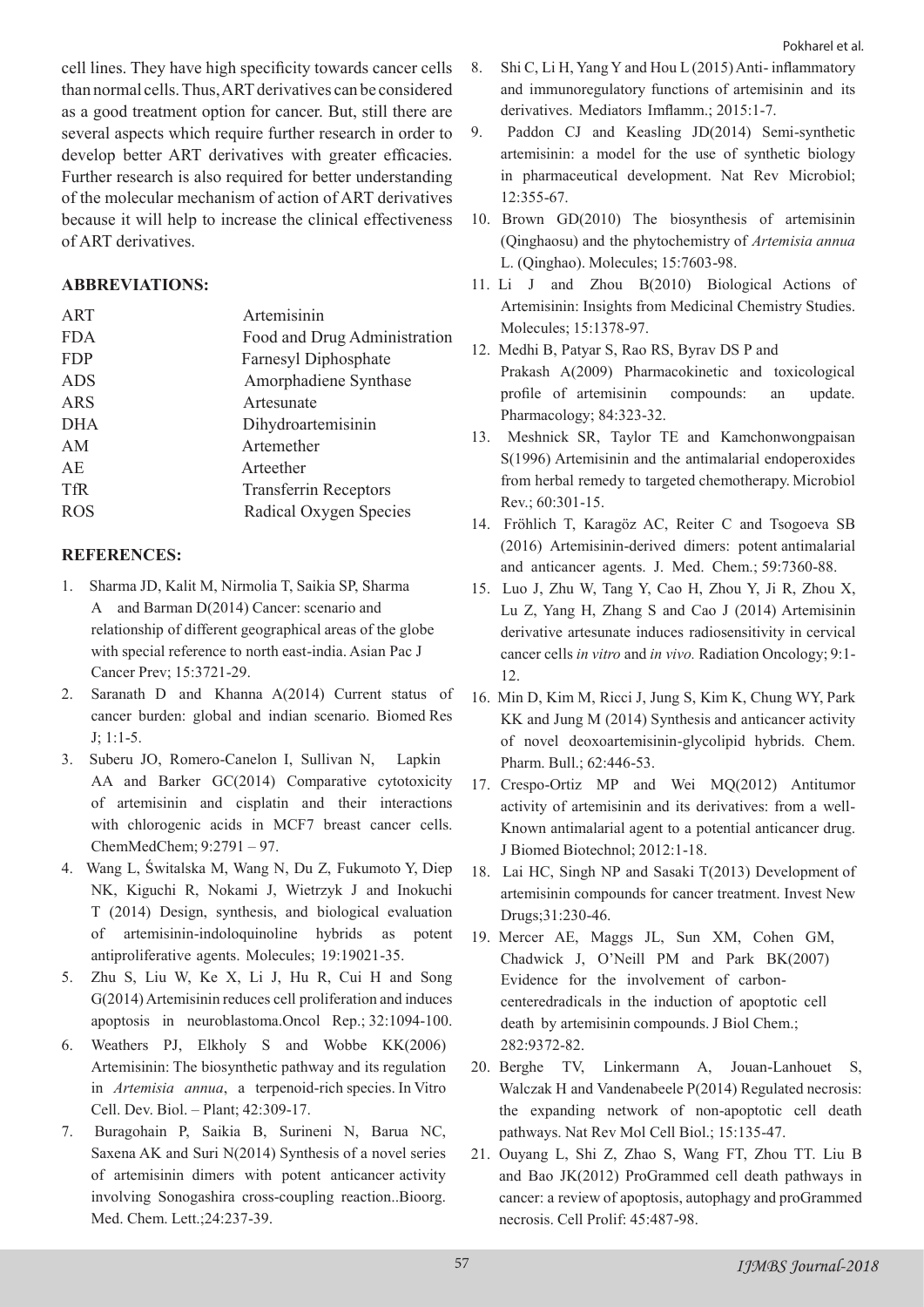cell lines. They have high specificity towards cancer cells than normal cells. Thus, ART derivatives can be considered as a good treatment option for cancer. But, still there are several aspects which require further research in order to develop better ART derivatives with greater efficacies. Further research is also required for better understanding of the molecular mechanism of action of ART derivatives because it will help to increase the clinical effectiveness of ART derivatives.

## ABBREVIATIONS:

| | |
|---|---|
| ART | Artemisinin |
| FDA | Food and Drug Administration |
| FDP | Farnesyl Diphosphate |
| ADS | Amorphadiene Synthase |
| ARS | Artesunate |
| DHA | Dihydroartemisinin |
| AM | Artemether |
| AE | Arteether |
| TfR | Transferrin Receptors |
| ROS | Radical Oxygen Species |

## REFERENCES:

1. Sharma JD, Kalit M, Nirmolia T, Saikia SP, Sharma A and Barman D(2014) Cancer: scenario and relationship of different geographical areas of the globe with special reference to north east-india. Asian Pac J Cancer Prev; 15:3721-29.
2. Saranath D and Khanna A(2014) Current status of cancer burden: global and indian scenario. Biomed Res J; 1:1-5.
3. Suberu JO, Romero-Canelon I, Sullivan N, Lapkin AA and Barker GC(2014) Comparative cytotoxicity of artemisinin and cisplatin and their interactions with chlorogenic acids in MCF7 breast cancer cells. ChemMedChem; 9:2791 – 97.
4. Wang L, Świtalska M, Wang N, Du Z, Fukumoto Y, Diep NK, Kiguchi R, Nokami J, Wietrzyk J and Inokuchi T (2014) Design, synthesis, and biological evaluation of artemisinin-indoloquinoline hybrids as potent antiproliferative agents. Molecules; 19:19021-35.
5. Zhu S, Liu W, Ke X, Li J, Hu R, Cui H and Song G(2014) Artemisinin reduces cell proliferation and induces apoptosis in neuroblastoma.Oncol Rep.; 32:1094-100.
6. Weathers PJ, Elkholy S and Wobbe KK(2006) Artemisinin: The biosynthetic pathway and its regulation in *Artemisia annua*, a terpenoid-rich species. In Vitro Cell. Dev. Biol. – Plant; 42:309-17.
7. Buragohain P, Saikia B, Surineni N, Barua NC, Saxena AK and Suri N(2014) Synthesis of a novel series of artemisinin dimers with potent anticancer activity involving Sonogashira cross-coupling reaction..Bioorg. Med. Chem. Lett.;24:237-39.
8. Shi C, Li H, Yang Y and Hou L (2015) Anti- inflammatory and immunoregulatory functions of artemisinin and its derivatives. Mediators Imflamm.; 2015:1-7.
9. Paddon CJ and Keasling JD(2014) Semi-synthetic artemisinin: a model for the use of synthetic biology in pharmaceutical development. Nat Rev Microbiol; 12:355-67.
10. Brown GD(2010) The biosynthesis of artemisinin (Qinghaosu) and the phytochemistry of *Artemisia annua* L. (Qinghao). Molecules; 15:7603-98.
11. Li J and Zhou B(2010) Biological Actions of Artemisinin: Insights from Medicinal Chemistry Studies. Molecules; 15:1378-97.
12. Medhi B, Patyar S, Rao RS, Byrav DS P and Prakash A(2009) Pharmacokinetic and toxicological profile of artemisinin compounds: an update. Pharmacology; 84:323-32.
13. Meshnick SR, Taylor TE and Kamchonwongpaisan S(1996) Artemisinin and the antimalarial endoperoxides from herbal remedy to targeted chemotherapy. Microbiol Rev.; 60:301-15.
14. Fröhlich T, Karagöz AC, Reiter C and Tsogoeva SB (2016) Artemisinin-derived dimers: potent antimalarial and anticancer agents. J. Med. Chem.; 59:7360-88.
15. Luo J, Zhu W, Tang Y, Cao H, Zhou Y, Ji R, Zhou X, Lu Z, Yang H, Zhang S and Cao J (2014) Artemisinin derivative artesunate induces radiosensitivity in cervical cancer cells *in vitro* and *in vivo.* Radiation Oncology; 9:1-12.
16. Min D, Kim M, Ricci J, Jung S, Kim K, Chung WY, Park KK and Jung M (2014) Synthesis and anticancer activity of novel deoxoartemisinin-glycolipid hybrids. Chem. Pharm. Bull.; 62:446-53.
17. Crespo-Ortiz MP and Wei MQ(2012) Antitumor activity of artemisinin and its derivatives: from a well-Known antimalarial agent to a potential anticancer drug. J Biomed Biotechnol; 2012:1-18.
18. Lai HC, Singh NP and Sasaki T(2013) Development of artemisinin compounds for cancer treatment. Invest New Drugs;31:230-46.
19. Mercer AE, Maggs JL, Sun XM, Cohen GM, Chadwick J, O'Neill PM and Park BK(2007) Evidence for the involvement of carbon-centeredradicals in the induction of apoptotic cell death by artemisinin compounds. J Biol Chem.; 282:9372-82.
20. Berghe TV, Linkermann A, Jouan-Lanhouet S, Walczak H and Vandenabeele P(2014) Regulated necrosis: the expanding network of non-apoptotic cell death pathways. Nat Rev Mol Cell Biol.; 15:135-47.
21. Ouyang L, Shi Z, Zhao S, Wang FT, Zhou TT. Liu B and Bao JK(2012) ProGrammed cell death pathways in cancer: a review of apoptosis, autophagy and proGrammed necrosis. Cell Prolif: 45:487-98.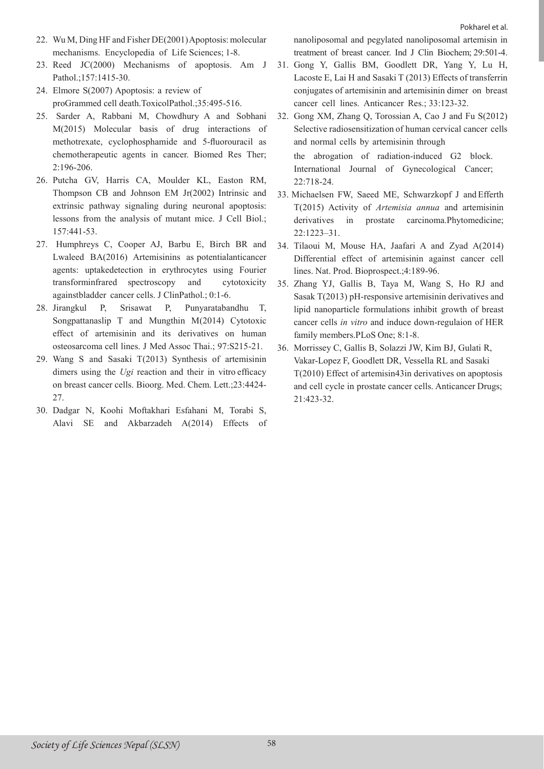22. Wu M, Ding HF and Fisher DE(2001) Apoptosis: molecular mechanisms. Encyclopedia of Life Sciences; 1-8.
23. Reed JC(2000) Mechanisms of apoptosis. Am J Pathol.;157:1415-30.
24. Elmore S(2007) Apoptosis: a review of proGrammed cell death.ToxicolPathol.;35:495-516.
25. Sarder A, Rabbani M, Chowdhury A and Sobhani M(2015) Molecular basis of drug interactions of methotrexate, cyclophosphamide and 5-fluorouracil as chemotherapeutic agents in cancer. Biomed Res Ther; 2:196-206.
26. Putcha GV, Harris CA, Moulder KL, Easton RM, Thompson CB and Johnson EM Jr(2002) Intrinsic and extrinsic pathway signaling during neuronal apoptosis: lessons from the analysis of mutant mice. J Cell Biol.; 157:441-53.
27. Humphreys C, Cooper AJ, Barbu E, Birch BR and Lwaleed BA(2016) Artemisinins as potentialanticancer agents: uptakedetection in erythrocytes using Fourier transforminfrared spectroscopy and cytotoxicity againstbladder cancer cells. J ClinPathol.; 0:1-6.
28. Jirangkul P, Srisawat P, Punyaratabandhu T, Songpattanaslip T and Mungthin M(2014) Cytotoxic effect of artemisinin and its derivatives on human osteosarcoma cell lines. J Med Assoc Thai.; 97:S215-21.
29. Wang S and Sasaki T(2013) Synthesis of artemisinin dimers using the *Ugi* reaction and their in vitro efficacy on breast cancer cells. Bioorg. Med. Chem. Lett.;23:4424-27.
30. Dadgar N, Koohi Moftakhari Esfahani M, Torabi S, Alavi SE and Akbarzadeh A(2014) Effects of nanoliposomal and pegylated nanoliposomal artemisin in treatment of breast cancer. Ind J Clin Biochem; 29:501-4.
31. Gong Y, Gallis BM, Goodlett DR, Yang Y, Lu H, Lacoste E, Lai H and Sasaki T (2013) Effects of transferrin conjugates of artemisinin and artemisinin dimer on breast cancer cell lines. Anticancer Res.; 33:123-32.
32. Gong XM, Zhang Q, Torossian A, Cao J and Fu S(2012) Selective radiosensitization of human cervical cancer cells and normal cells by artemisinin through the abrogation of radiation-induced G2 block. International Journal of Gynecological Cancer; 22:718-24.
33. Michaelsen FW, Saeed ME, Schwarzkopf J and Efferth T(2015) Activity of *Artemisia annua* and artemisinin derivatives in prostate carcinoma.Phytomedicine; 22:1223–31.
34. Tilaoui M, Mouse HA, Jaafari A and Zyad A(2014) Differential effect of artemisinin against cancer cell lines. Nat. Prod. Bioprospect.;4:189-96.
35. Zhang YJ, Gallis B, Taya M, Wang S, Ho RJ and Sasak T(2013) pH-responsive artemisinin derivatives and lipid nanoparticle formulations inhibit growth of breast cancer cells *in vitro* and induce down-regulaion of HER family members.PLoS One; 8:1-8.
36. Morrissey C, Gallis B, Solazzi JW, Kim BJ, Gulati R, Vakar-Lopez F, Goodlett DR, Vessella RL and Sasaki T(2010) Effect of artemisin43in derivatives on apoptosis and cell cycle in prostate cancer cells. Anticancer Drugs; 21:423-32.